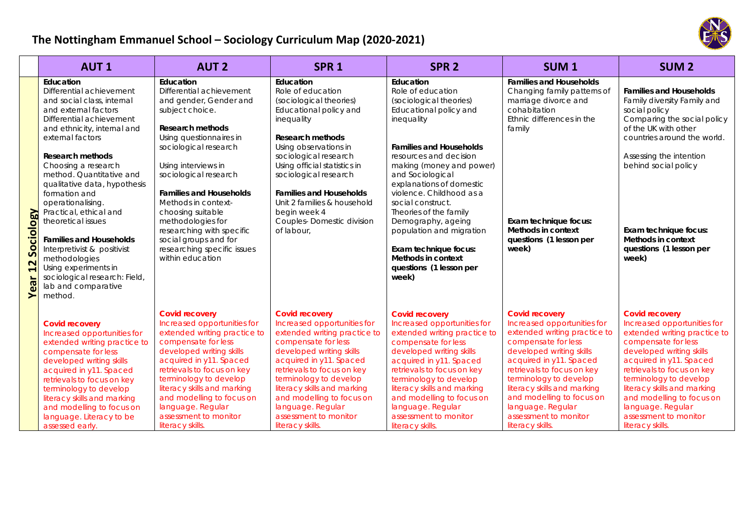# The Nottingham Emmanuel School – Sociology Curriculum Map (2020-2021)

| | AUT 1 | AUT 2 | SPR 1 | SPR 2 | SUM 1 | SUM 2 |
|---|---|---|---|---|---|---|
| **Year 12 Sociology** | **Education**<br>Differential achievement and social class, internal and external factors<br>Differential achievement and ethnicity, internal and external factors<br><br>**Research methods**<br>Choosing a research method. Quantitative and qualitative data, hypothesis formation and operationalising.<br>Practical, ethical and theoretical issues<br><br>**Families and Households**<br>Interpretivist & positivist methodologies<br>Using experiments in sociological research: Field, lab and comparative method. | **Education**<br>Differential achievement and gender, Gender and subject choice.<br><br>**Research methods**<br>Using questionnaires in sociological research<br><br>Using interviews in sociological research<br><br>**Families and Households**<br>Methods in context-choosing suitable methodologies for researching with specific social groups and for researching specific issues within education | **Education**<br>Role of education (sociological theories)<br>Educational policy and inequality<br><br>**Research methods**<br>Using observations in sociological research<br>Using official statistics in sociological research<br><br>**Families and Households**<br>Unit 2 families & household begin week 4<br>Couples- Domestic division of labour, | **Education**<br>Role of education (sociological theories)<br>Educational policy and inequality<br><br>**Families and Households**<br>resources and decision making (money and power) and Sociological explanations of domestic violence. Childhood as a social construct.<br>Theories of the family<br>Demography, ageing population and migration<br><br>**Exam technique focus: Methods in context questions (1 lesson per week)** | **Families and Households**<br>Changing family patterns of marriage divorce and cohabitation<br>Ethnic differences in the family<br><br>**Exam technique focus: Methods in context questions (1 lesson per week)** | **Families and Households**<br>Family diversity Family and social policy<br>Comparing the social policy of the UK with other countries around the world.<br><br>Assessing the intention behind social policy<br><br>**Exam technique focus: Methods in context questions (1 lesson per week)** |
| | **Covid recovery**<br>Increased opportunities for extended writing practice to compensate for less developed writing skills acquired in y11. Spaced retrievals to focus on key terminology to develop literacy skills and marking and modelling to focus on language. Literacy to be assessed early. | **Covid recovery**<br>Increased opportunities for extended writing practice to compensate for less developed writing skills acquired in y11. Spaced retrievals to focus on key terminology to develop literacy skills and marking and modelling to focus on language. Regular assessment to monitor literacy skills. | **Covid recovery**<br>Increased opportunities for extended writing practice to compensate for less developed writing skills acquired in y11. Spaced retrievals to focus on key terminology to develop literacy skills and marking and modelling to focus on language. Regular assessment to monitor literacy skills. | **Covid recovery**<br>Increased opportunities for extended writing practice to compensate for less developed writing skills acquired in y11. Spaced retrievals to focus on key terminology to develop literacy skills and marking and modelling to focus on language. Regular assessment to monitor literacy skills. | **Covid recovery**<br>Increased opportunities for extended writing practice to compensate for less developed writing skills acquired in y11. Spaced retrievals to focus on key terminology to develop literacy skills and marking and modelling to focus on language. Regular assessment to monitor literacy skills. | **Covid recovery**<br>Increased opportunities for extended writing practice to compensate for less developed writing skills acquired in y11. Spaced retrievals to focus on key terminology to develop literacy skills and marking and modelling to focus on language. Regular assessment to monitor literacy skills. |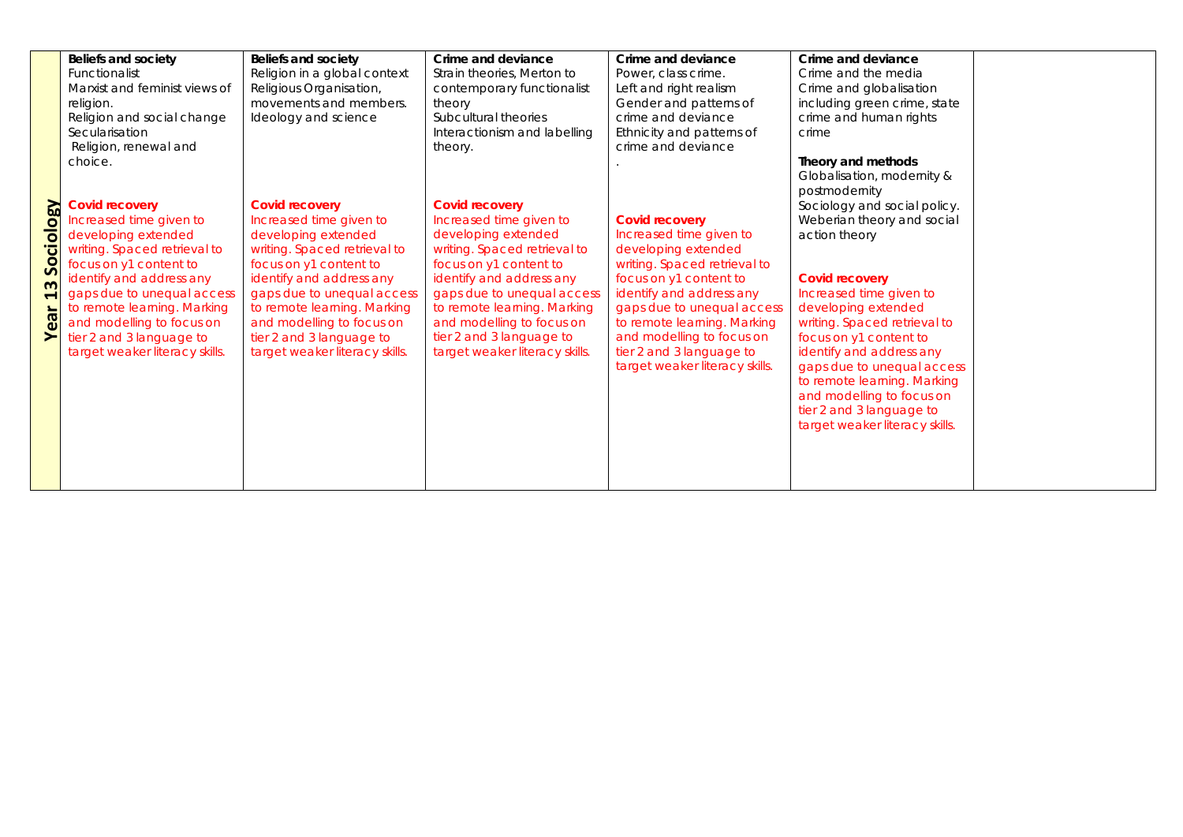| | | | | | | |
|---|---|---|---|---|---|---|
| **Year 13 Sociology** | **Beliefs and society**<br>Functionalist<br>Marxist and feminist views of religion.<br>Religion and social change<br>Secularisation<br>Religion, renewal and choice.<br><br>**Covid recovery**<br>Increased time given to developing extended writing. Spaced retrieval to focus on y1 content to identify and address any gaps due to unequal access to remote learning. Marking and modelling to focus on tier 2 and 3 language to target weaker literacy skills. | **Beliefs and society**<br>Religion in a global context<br>Religious Organisation, movements and members.<br>Ideology and science<br><br>**Covid recovery**<br>Increased time given to developing extended writing. Spaced retrieval to focus on y1 content to identify and address any gaps due to unequal access to remote learning. Marking and modelling to focus on tier 2 and 3 language to target weaker literacy skills. | **Crime and deviance**<br>Strain theories, Merton to contemporary functionalist theory<br>Subcultural theories<br>Interactionism and labelling theory.<br><br>**Covid recovery**<br>Increased time given to developing extended writing. Spaced retrieval to focus on y1 content to identify and address any gaps due to unequal access to remote learning. Marking and modelling to focus on tier 2 and 3 language to target weaker literacy skills. | **Crime and deviance**<br>Power, class crime.<br>Left and right realism<br>Gender and patterns of crime and deviance<br>Ethnicity and patterns of crime and deviance<br>.<br><br>**Covid recovery**<br>Increased time given to developing extended writing. Spaced retrieval to focus on y1 content to identify and address any gaps due to unequal access to remote learning. Marking and modelling to focus on tier 2 and 3 language to target weaker literacy skills. | **Crime and deviance**<br>Crime and the media<br>Crime and globalisation including green crime, state crime and human rights crime<br><br>**Theory and methods**<br>Globalisation, modernity & postmodernity<br>Sociology and social policy.<br>Weberian theory and social action theory<br><br>**Covid recovery**<br>Increased time given to developing extended writing. Spaced retrieval to focus on y1 content to identify and address any gaps due to unequal access to remote learning. Marking and modelling to focus on tier 2 and 3 language to target weaker literacy skills. | |